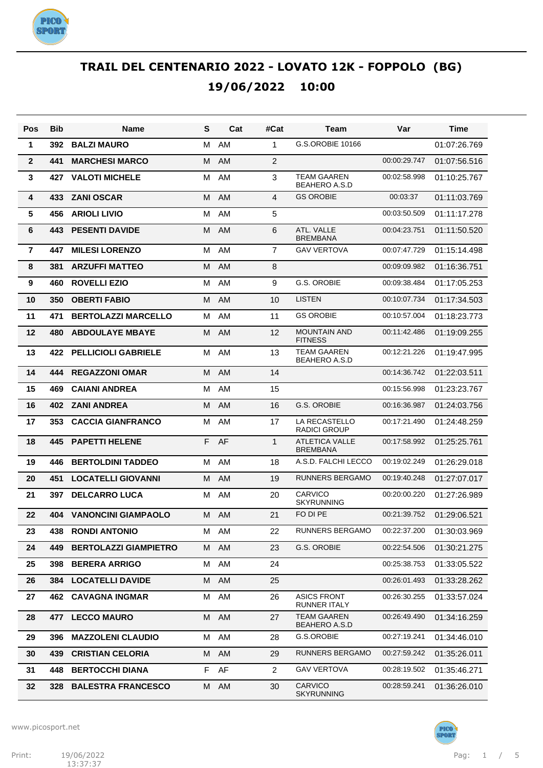# TRAIL DEL CENTENARIO 2022 - LOVATO 12K - FOPPOLO (BG)

## 19/06/2022 10:00

| Pos | Bib | Name | S | Cat | #Cat | Team | Var | Time |
|---|---|---|---|---|---|---|---|---|
| 1 | 392 | **BALZI MAURO** | M | AM | 1 | G.S.OROBIE 10166 | | 01:07:26.769 |
| 2 | 441 | **MARCHESI MARCO** | M | AM | 2 | | 00:00:29.747 | 01:07:56.516 |
| 3 | 427 | **VALOTI MICHELE** | M | AM | 3 | TEAM GAAREN BEAHERO A.S.D | 00:02:58.998 | 01:10:25.767 |
| 4 | 433 | **ZANI OSCAR** | M | AM | 4 | GS OROBIE | 00:03:37 | 01:11:03.769 |
| 5 | 456 | **ARIOLI LIVIO** | M | AM | 5 | | 00:03:50.509 | 01:11:17.278 |
| 6 | 443 | **PESENTI DAVIDE** | M | AM | 6 | ATL. VALLE BREMBANA | 00:04:23.751 | 01:11:50.520 |
| 7 | 447 | **MILESI LORENZO** | M | AM | 7 | GAV VERTOVA | 00:07:47.729 | 01:15:14.498 |
| 8 | 381 | **ARZUFFI MATTEO** | M | AM | 8 | | 00:09:09.982 | 01:16:36.751 |
| 9 | 460 | **ROVELLI EZIO** | M | AM | 9 | G.S. OROBIE | 00:09:38.484 | 01:17:05.253 |
| 10 | 350 | **OBERTI FABIO** | M | AM | 10 | LISTEN | 00:10:07.734 | 01:17:34.503 |
| 11 | 471 | **BERTOLAZZI MARCELLO** | M | AM | 11 | GS OROBIE | 00:10:57.004 | 01:18:23.773 |
| 12 | 480 | **ABDOULAYE MBAYE** | M | AM | 12 | MOUNTAIN AND FITNESS | 00:11:42.486 | 01:19:09.255 |
| 13 | 422 | **PELLICIOLI GABRIELE** | M | AM | 13 | TEAM GAAREN BEAHERO A.S.D | 00:12:21.226 | 01:19:47.995 |
| 14 | 444 | **REGAZZONI OMAR** | M | AM | 14 | | 00:14:36.742 | 01:22:03.511 |
| 15 | 469 | **CAIANI ANDREA** | M | AM | 15 | | 00:15:56.998 | 01:23:23.767 |
| 16 | 402 | **ZANI ANDREA** | M | AM | 16 | G.S. OROBIE | 00:16:36.987 | 01:24:03.756 |
| 17 | 353 | **CACCIA GIANFRANCO** | M | AM | 17 | LA RECASTELLO RADICI GROUP | 00:17:21.490 | 01:24:48.259 |
| 18 | 445 | **PAPETTI HELENE** | F | AF | 1 | ATLETICA VALLE BREMBANA | 00:17:58.992 | 01:25:25.761 |
| 19 | 446 | **BERTOLDINI TADDEO** | M | AM | 18 | A.S.D. FALCHI LECCO | 00:19:02.249 | 01:26:29.018 |
| 20 | 451 | **LOCATELLI GIOVANNI** | M | AM | 19 | RUNNERS BERGAMO | 00:19:40.248 | 01:27:07.017 |
| 21 | 397 | **DELCARRO LUCA** | M | AM | 20 | CARVICO SKYRUNNING | 00:20:00.220 | 01:27:26.989 |
| 22 | 404 | **VANONCINI GIAMPAOLO** | M | AM | 21 | FO DI PE | 00:21:39.752 | 01:29:06.521 |
| 23 | 438 | **RONDI ANTONIO** | M | AM | 22 | RUNNERS BERGAMO | 00:22:37.200 | 01:30:03.969 |
| 24 | 449 | **BERTOLAZZI GIAMPIETRO** | M | AM | 23 | G.S. OROBIE | 00:22:54.506 | 01:30:21.275 |
| 25 | 398 | **BERERA ARRIGO** | M | AM | 24 | | 00:25:38.753 | 01:33:05.522 |
| 26 | 384 | **LOCATELLI DAVIDE** | M | AM | 25 | | 00:26:01.493 | 01:33:28.262 |
| 27 | 462 | **CAVAGNA INGMAR** | M | AM | 26 | ASICS FRONT RUNNER ITALY | 00:26:30.255 | 01:33:57.024 |
| 28 | 477 | **LECCO MAURO** | M | AM | 27 | TEAM GAAREN BEAHERO A.S.D | 00:26:49.490 | 01:34:16.259 |
| 29 | 396 | **MAZZOLENI CLAUDIO** | M | AM | 28 | G.S.OROBIE | 00:27:19.241 | 01:34:46.010 |
| 30 | 439 | **CRISTIAN CELORIA** | M | AM | 29 | RUNNERS BERGAMO | 00:27:59.242 | 01:35:26.011 |
| 31 | 448 | **BERTOCCHI DIANA** | F | AF | 2 | GAV VERTOVA | 00:28:19.502 | 01:35:46.271 |
| 32 | 328 | **BALESTRA FRANCESCO** | M | AM | 30 | CARVICO SKYRUNNING | 00:28:59.241 | 01:36:26.010 |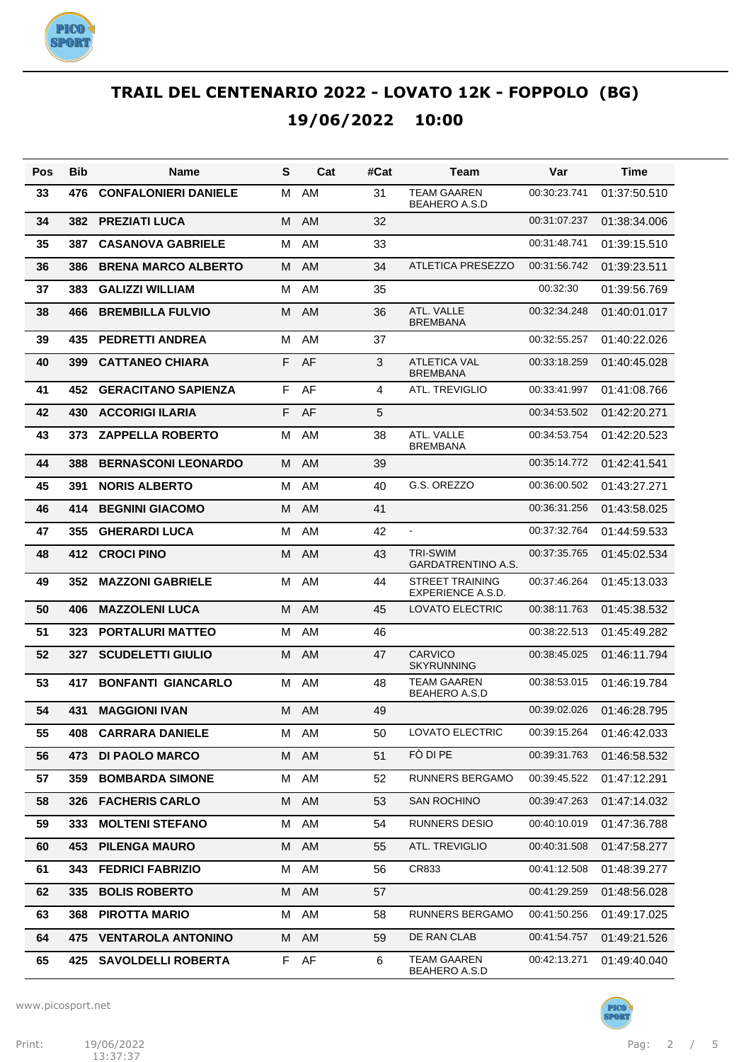# TRAIL DEL CENTENARIO 2022 - LOVATO 12K - FOPPOLO (BG)

## 19/06/2022 10:00

| Pos | Bib | Name | S | Cat | #Cat | Team | Var | Time |
|---|---|---|---|---|---|---|---|---|
| 33 | 476 | CONFALONIERI DANIELE | M | AM | 31 | TEAM GAAREN BEAHERO A.S.D | 00:30:23.741 | 01:37:50.510 |
| 34 | 382 | PREZIATI LUCA | M | AM | 32 | | 00:31:07.237 | 01:38:34.006 |
| 35 | 387 | CASANOVA GABRIELE | M | AM | 33 | | 00:31:48.741 | 01:39:15.510 |
| 36 | 386 | BRENA MARCO ALBERTO | M | AM | 34 | ATLETICA PRESEZZO | 00:31:56.742 | 01:39:23.511 |
| 37 | 383 | GALIZZI WILLIAM | M | AM | 35 | | 00:32:30 | 01:39:56.769 |
| 38 | 466 | BREMBILLA FULVIO | M | AM | 36 | ATL. VALLE BREMBANA | 00:32:34.248 | 01:40:01.017 |
| 39 | 435 | PEDRETTI ANDREA | M | AM | 37 | | 00:32:55.257 | 01:40:22.026 |
| 40 | 399 | CATTANEO CHIARA | F | AF | 3 | ATLETICA VAL BREMBANA | 00:33:18.259 | 01:40:45.028 |
| 41 | 452 | GERACITANO SAPIENZA | F | AF | 4 | ATL. TREVIGLIO | 00:33:41.997 | 01:41:08.766 |
| 42 | 430 | ACCORIGI ILARIA | F | AF | 5 | | 00:34:53.502 | 01:42:20.271 |
| 43 | 373 | ZAPPELLA ROBERTO | M | AM | 38 | ATL. VALLE BREMBANA | 00:34:53.754 | 01:42:20.523 |
| 44 | 388 | BERNASCONI LEONARDO | M | AM | 39 | | 00:35:14.772 | 01:42:41.541 |
| 45 | 391 | NORIS ALBERTO | M | AM | 40 | G.S. OREZZO | 00:36:00.502 | 01:43:27.271 |
| 46 | 414 | BEGNINI GIACOMO | M | AM | 41 | | 00:36:31.256 | 01:43:58.025 |
| 47 | 355 | GHERARDI LUCA | M | AM | 42 | - | 00:37:32.764 | 01:44:59.533 |
| 48 | 412 | CROCI PINO | M | AM | 43 | TRI-SWIM GARDATRENTINO A.S. | 00:37:35.765 | 01:45:02.534 |
| 49 | 352 | MAZZONI GABRIELE | M | AM | 44 | STREET TRAINING EXPERIENCE A.S.D. | 00:37:46.264 | 01:45:13.033 |
| 50 | 406 | MAZZOLENI LUCA | M | AM | 45 | LOVATO ELECTRIC | 00:38:11.763 | 01:45:38.532 |
| 51 | 323 | PORTALURI MATTEO | M | AM | 46 | | 00:38:22.513 | 01:45:49.282 |
| 52 | 327 | SCUDELETTI GIULIO | M | AM | 47 | CARVICO SKYRUNNING | 00:38:45.025 | 01:46:11.794 |
| 53 | 417 | BONFANTI GIANCARLO | M | AM | 48 | TEAM GAAREN BEAHERO A.S.D | 00:38:53.015 | 01:46:19.784 |
| 54 | 431 | MAGGIONI IVAN | M | AM | 49 | | 00:39:02.026 | 01:46:28.795 |
| 55 | 408 | CARRARA DANIELE | M | AM | 50 | LOVATO ELECTRIC | 00:39:15.264 | 01:46:42.033 |
| 56 | 473 | DI PAOLO MARCO | M | AM | 51 | FÒ DI PE | 00:39:31.763 | 01:46:58.532 |
| 57 | 359 | BOMBARDA SIMONE | M | AM | 52 | RUNNERS BERGAMO | 00:39:45.522 | 01:47:12.291 |
| 58 | 326 | FACHERIS CARLO | M | AM | 53 | SAN ROCHINO | 00:39:47.263 | 01:47:14.032 |
| 59 | 333 | MOLTENI STEFANO | M | AM | 54 | RUNNERS DESIO | 00:40:10.019 | 01:47:36.788 |
| 60 | 453 | PILENGA MAURO | M | AM | 55 | ATL. TREVIGLIO | 00:40:31.508 | 01:47:58.277 |
| 61 | 343 | FEDRICI FABRIZIO | M | AM | 56 | CR833 | 00:41:12.508 | 01:48:39.277 |
| 62 | 335 | BOLIS ROBERTO | M | AM | 57 | | 00:41:29.259 | 01:48:56.028 |
| 63 | 368 | PIROTTA MARIO | M | AM | 58 | RUNNERS BERGAMO | 00:41:50.256 | 01:49:17.025 |
| 64 | 475 | VENTAROLA ANTONINO | M | AM | 59 | DE RAN CLAB | 00:41:54.757 | 01:49:21.526 |
| 65 | 425 | SAVOLDELLI ROBERTA | F | AF | 6 | TEAM GAAREN BEAHERO A.S.D | 00:42:13.271 | 01:49:40.040 |

www.picosport.net

Print: 19/06/2022 13:37:37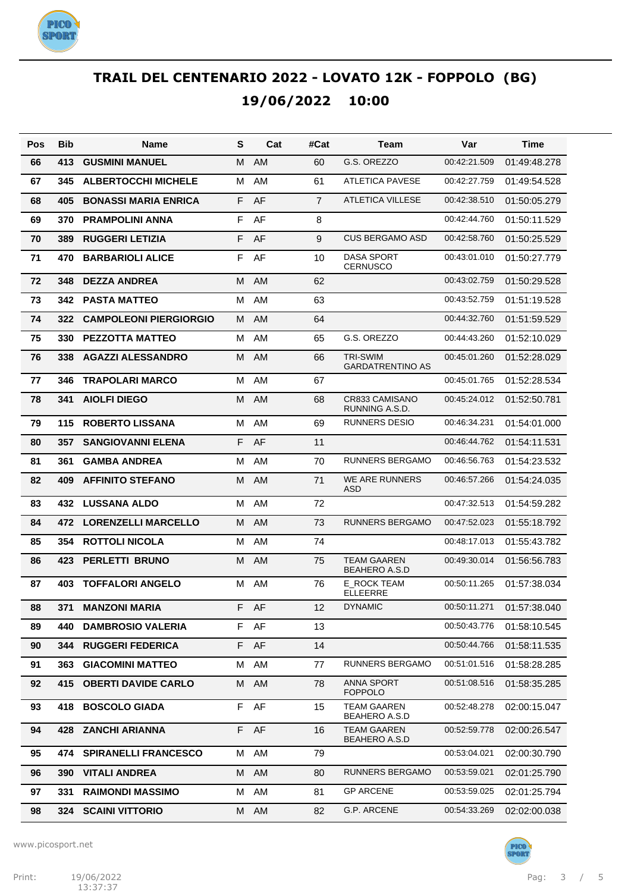# TRAIL DEL CENTENARIO 2022 - LOVATO 12K - FOPPOLO (BG)

## 19/06/2022 10:00

| Pos | Bib | Name | S | Cat | #Cat | Team | Var | Time |
|---|---|---|---|---|---|---|---|---|
| 66 | 413 | GUSMINI MANUEL | M | AM | 60 | G.S. OREZZO | 00:42:21.509 | 01:49:48.278 |
| 67 | 345 | ALBERTOCCHI MICHELE | M | AM | 61 | ATLETICA PAVESE | 00:42:27.759 | 01:49:54.528 |
| 68 | 405 | BONASSI MARIA ENRICA | F | AF | 7 | ATLETICA VILLESE | 00:42:38.510 | 01:50:05.279 |
| 69 | 370 | PRAMPOLINI ANNA | F | AF | 8 | | 00:42:44.760 | 01:50:11.529 |
| 70 | 389 | RUGGERI LETIZIA | F | AF | 9 | CUS BERGAMO ASD | 00:42:58.760 | 01:50:25.529 |
| 71 | 470 | BARBARIOLI ALICE | F | AF | 10 | DASA SPORT CERNUSCO | 00:43:01.010 | 01:50:27.779 |
| 72 | 348 | DEZZA ANDREA | M | AM | 62 | | 00:43:02.759 | 01:50:29.528 |
| 73 | 342 | PASTA MATTEO | M | AM | 63 | | 00:43:52.759 | 01:51:19.528 |
| 74 | 322 | CAMPOLEONI PIERGIORGIO | M | AM | 64 | | 00:44:32.760 | 01:51:59.529 |
| 75 | 330 | PEZZOTTA MATTEO | M | AM | 65 | G.S. OREZZO | 00:44:43.260 | 01:52:10.029 |
| 76 | 338 | AGAZZI ALESSANDRO | M | AM | 66 | TRI-SWIM GARDATRENTINO AS | 00:45:01.260 | 01:52:28.029 |
| 77 | 346 | TRAPOLARI MARCO | M | AM | 67 | | 00:45:01.765 | 01:52:28.534 |
| 78 | 341 | AIOLFI DIEGO | M | AM | 68 | CR833 CAMISANO RUNNING A.S.D. | 00:45:24.012 | 01:52:50.781 |
| 79 | 115 | ROBERTO LISSANA | M | AM | 69 | RUNNERS DESIO | 00:46:34.231 | 01:54:01.000 |
| 80 | 357 | SANGIOVANNI ELENA | F | AF | 11 | | 00:46:44.762 | 01:54:11.531 |
| 81 | 361 | GAMBA ANDREA | M | AM | 70 | RUNNERS BERGAMO | 00:46:56.763 | 01:54:23.532 |
| 82 | 409 | AFFINITO STEFANO | M | AM | 71 | WE ARE RUNNERS ASD | 00:46:57.266 | 01:54:24.035 |
| 83 | 432 | LUSSANA ALDO | M | AM | 72 | | 00:47:32.513 | 01:54:59.282 |
| 84 | 472 | LORENZELLI MARCELLO | M | AM | 73 | RUNNERS BERGAMO | 00:47:52.023 | 01:55:18.792 |
| 85 | 354 | ROTTOLI NICOLA | M | AM | 74 | | 00:48:17.013 | 01:55:43.782 |
| 86 | 423 | PERLETTI BRUNO | M | AM | 75 | TEAM GAAREN BEAHERO A.S.D | 00:49:30.014 | 01:56:56.783 |
| 87 | 403 | TOFFALORI ANGELO | M | AM | 76 | E_ROCK TEAM ELLEERRE | 00:50:11.265 | 01:57:38.034 |
| 88 | 371 | MANZONI MARIA | F | AF | 12 | DYNAMIC | 00:50:11.271 | 01:57:38.040 |
| 89 | 440 | DAMBROSIO VALERIA | F | AF | 13 | | 00:50:43.776 | 01:58:10.545 |
| 90 | 344 | RUGGERI FEDERICA | F | AF | 14 | | 00:50:44.766 | 01:58:11.535 |
| 91 | 363 | GIACOMINI MATTEO | M | AM | 77 | RUNNERS BERGAMO | 00:51:01.516 | 01:58:28.285 |
| 92 | 415 | OBERTI DAVIDE CARLO | M | AM | 78 | ANNA SPORT FOPPOLO | 00:51:08.516 | 01:58:35.285 |
| 93 | 418 | BOSCOLO GIADA | F | AF | 15 | TEAM GAAREN BEAHERO A.S.D | 00:52:48.278 | 02:00:15.047 |
| 94 | 428 | ZANCHI ARIANNA | F | AF | 16 | TEAM GAAREN BEAHERO A.S.D | 00:52:59.778 | 02:00:26.547 |
| 95 | 474 | SPIRANELLI FRANCESCO | M | AM | 79 | | 00:53:04.021 | 02:00:30.790 |
| 96 | 390 | VITALI ANDREA | M | AM | 80 | RUNNERS BERGAMO | 00:53:59.021 | 02:01:25.790 |
| 97 | 331 | RAIMONDI MASSIMO | M | AM | 81 | GP ARCENE | 00:53:59.025 | 02:01:25.794 |
| 98 | 324 | SCAINI VITTORIO | M | AM | 82 | G.P. ARCENE | 00:54:33.269 | 02:02:00.038 |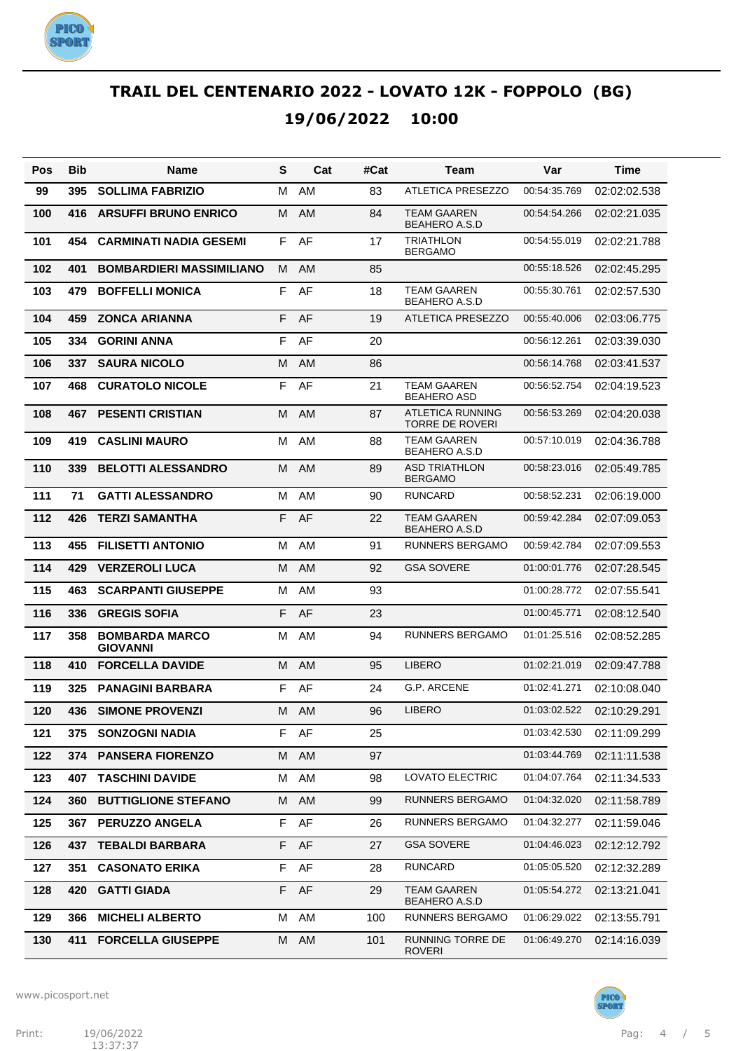# TRAIL DEL CENTENARIO 2022 - LOVATO 12K - FOPPOLO (BG)

## 19/06/2022 10:00

| Pos | Bib | Name | S | Cat | #Cat | Team | Var | Time |
|---|---|---|---|---|---|---|---|---|
| 99 | 395 | SOLLIMA FABRIZIO | M | AM | 83 | ATLETICA PRESEZZO | 00:54:35.769 | 02:02:02.538 |
| 100 | 416 | ARSUFFI BRUNO ENRICO | M | AM | 84 | TEAM GAAREN BEAHERO A.S.D | 00:54:54.266 | 02:02:21.035 |
| 101 | 454 | CARMINATI NADIA GESEMI | F | AF | 17 | TRIATHLON BERGAMO | 00:54:55.019 | 02:02:21.788 |
| 102 | 401 | BOMBARDIERI MASSIMILIANO | M | AM | 85 | | 00:55:18.526 | 02:02:45.295 |
| 103 | 479 | BOFFELLI MONICA | F | AF | 18 | TEAM GAAREN BEAHERO A.S.D | 00:55:30.761 | 02:02:57.530 |
| 104 | 459 | ZONCA ARIANNA | F | AF | 19 | ATLETICA PRESEZZO | 00:55:40.006 | 02:03:06.775 |
| 105 | 334 | GORINI ANNA | F | AF | 20 | | 00:56:12.261 | 02:03:39.030 |
| 106 | 337 | SAURA NICOLO | M | AM | 86 | | 00:56:14.768 | 02:03:41.537 |
| 107 | 468 | CURATOLO NICOLE | F | AF | 21 | TEAM GAAREN BEAHERO ASD | 00:56:52.754 | 02:04:19.523 |
| 108 | 467 | PESENTI CRISTIAN | M | AM | 87 | ATLETICA RUNNING TORRE DE ROVERI | 00:56:53.269 | 02:04:20.038 |
| 109 | 419 | CASLINI MAURO | M | AM | 88 | TEAM GAAREN BEAHERO A.S.D | 00:57:10.019 | 02:04:36.788 |
| 110 | 339 | BELOTTI ALESSANDRO | M | AM | 89 | ASD TRIATHLON BERGAMO | 00:58:23.016 | 02:05:49.785 |
| 111 | 71 | GATTI ALESSANDRO | M | AM | 90 | RUNCARD | 00:58:52.231 | 02:06:19.000 |
| 112 | 426 | TERZI SAMANTHA | F | AF | 22 | TEAM GAAREN BEAHERO A.S.D | 00:59:42.284 | 02:07:09.053 |
| 113 | 455 | FILISETTI ANTONIO | M | AM | 91 | RUNNERS BERGAMO | 00:59:42.784 | 02:07:09.553 |
| 114 | 429 | VERZEROLI LUCA | M | AM | 92 | GSA SOVERE | 01:00:01.776 | 02:07:28.545 |
| 115 | 463 | SCARPANTI GIUSEPPE | M | AM | 93 | | 01:00:28.772 | 02:07:55.541 |
| 116 | 336 | GREGIS SOFIA | F | AF | 23 | | 01:00:45.771 | 02:08:12.540 |
| 117 | 358 | BOMBARDA MARCO GIOVANNI | M | AM | 94 | RUNNERS BERGAMO | 01:01:25.516 | 02:08:52.285 |
| 118 | 410 | FORCELLA DAVIDE | M | AM | 95 | LIBERO | 01:02:21.019 | 02:09:47.788 |
| 119 | 325 | PANAGINI BARBARA | F | AF | 24 | G.P. ARCENE | 01:02:41.271 | 02:10:08.040 |
| 120 | 436 | SIMONE PROVENZI | M | AM | 96 | LIBERO | 01:03:02.522 | 02:10:29.291 |
| 121 | 375 | SONZOGNI NADIA | F | AF | 25 | | 01:03:42.530 | 02:11:09.299 |
| 122 | 374 | PANSERA FIORENZO | M | AM | 97 | | 01:03:44.769 | 02:11:11.538 |
| 123 | 407 | TASCHINI DAVIDE | M | AM | 98 | LOVATO ELECTRIC | 01:04:07.764 | 02:11:34.533 |
| 124 | 360 | BUTTIGLIONE STEFANO | M | AM | 99 | RUNNERS BERGAMO | 01:04:32.020 | 02:11:58.789 |
| 125 | 367 | PERUZZO ANGELA | F | AF | 26 | RUNNERS BERGAMO | 01:04:32.277 | 02:11:59.046 |
| 126 | 437 | TEBALDI BARBARA | F | AF | 27 | GSA SOVERE | 01:04:46.023 | 02:12:12.792 |
| 127 | 351 | CASONATO ERIKA | F | AF | 28 | RUNCARD | 01:05:05.520 | 02:12:32.289 |
| 128 | 420 | GATTI GIADA | F | AF | 29 | TEAM GAAREN BEAHERO A.S.D | 01:05:54.272 | 02:13:21.041 |
| 129 | 366 | MICHELI ALBERTO | M | AM | 100 | RUNNERS BERGAMO | 01:06:29.022 | 02:13:55.791 |
| 130 | 411 | FORCELLA GIUSEPPE | M | AM | 101 | RUNNING TORRE DE ROVERI | 01:06:49.270 | 02:14:16.039 |

www.picosport.net

Print: 19/06/2022 13:37:37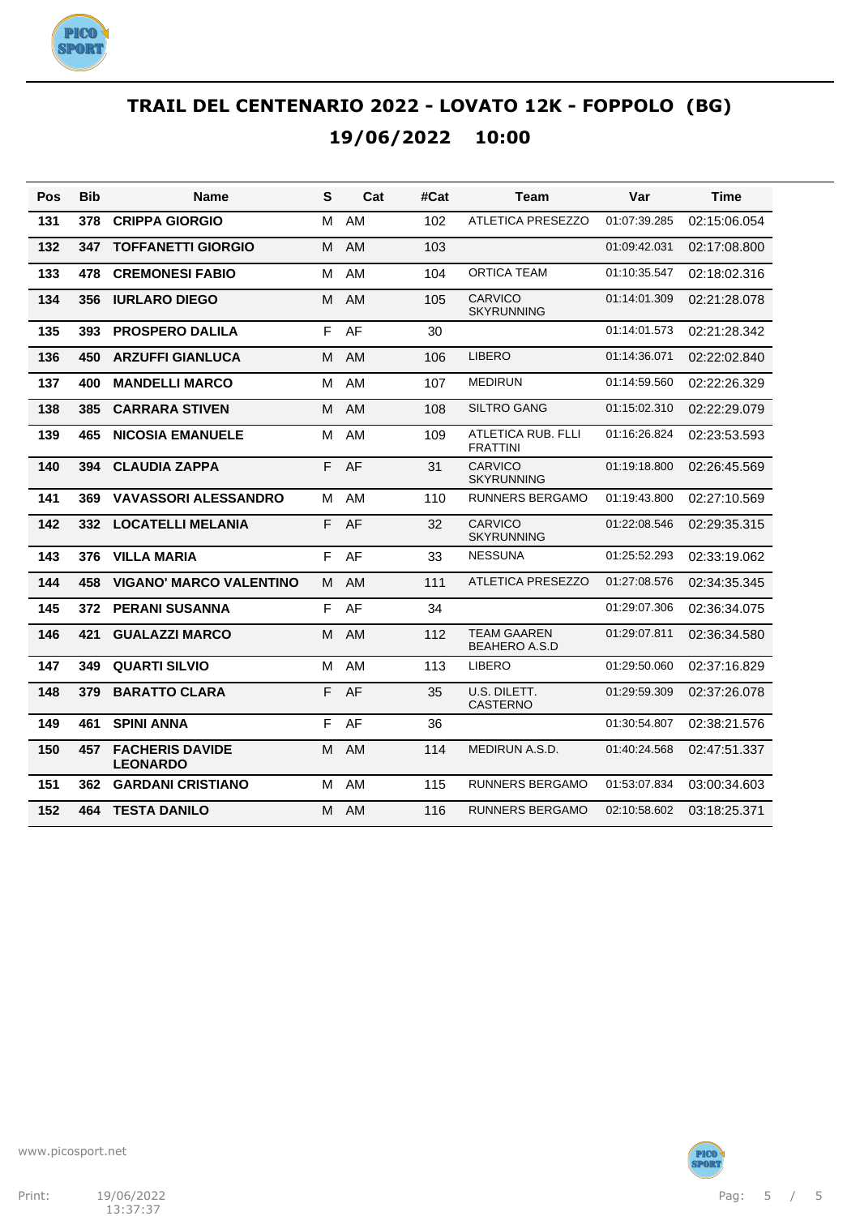# TRAIL DEL CENTENARIO 2022 - LOVATO 12K - FOPPOLO (BG)

## 19/06/2022 10:00

| Pos | Bib | Name | S | Cat | #Cat | Team | Var | Time |
|---|---|---|---|---|---|---|---|---|
| 131 | 378 | CRIPPA GIORGIO | M | AM | 102 | ATLETICA PRESEZZO | 01:07:39.285 | 02:15:06.054 |
| 132 | 347 | TOFFANETTI GIORGIO | M | AM | 103 | | 01:09:42.031 | 02:17:08.800 |
| 133 | 478 | CREMONESI FABIO | M | AM | 104 | ORTICA TEAM | 01:10:35.547 | 02:18:02.316 |
| 134 | 356 | IURLARO DIEGO | M | AM | 105 | CARVICO SKYRUNNING | 01:14:01.309 | 02:21:28.078 |
| 135 | 393 | PROSPERO DALILA | F | AF | 30 | | 01:14:01.573 | 02:21:28.342 |
| 136 | 450 | ARZUFFI GIANLUCA | M | AM | 106 | LIBERO | 01:14:36.071 | 02:22:02.840 |
| 137 | 400 | MANDELLI MARCO | M | AM | 107 | MEDIRUN | 01:14:59.560 | 02:22:26.329 |
| 138 | 385 | CARRARA STIVEN | M | AM | 108 | SILTRO GANG | 01:15:02.310 | 02:22:29.079 |
| 139 | 465 | NICOSIA EMANUELE | M | AM | 109 | ATLETICA RUB. FLLI FRATTINI | 01:16:26.824 | 02:23:53.593 |
| 140 | 394 | CLAUDIA ZAPPA | F | AF | 31 | CARVICO SKYRUNNING | 01:19:18.800 | 02:26:45.569 |
| 141 | 369 | VAVASSORI ALESSANDRO | M | AM | 110 | RUNNERS BERGAMO | 01:19:43.800 | 02:27:10.569 |
| 142 | 332 | LOCATELLI MELANIA | F | AF | 32 | CARVICO SKYRUNNING | 01:22:08.546 | 02:29:35.315 |
| 143 | 376 | VILLA MARIA | F | AF | 33 | NESSUNA | 01:25:52.293 | 02:33:19.062 |
| 144 | 458 | VIGANO' MARCO VALENTINO | M | AM | 111 | ATLETICA PRESEZZO | 01:27:08.576 | 02:34:35.345 |
| 145 | 372 | PERANI SUSANNA | F | AF | 34 | | 01:29:07.306 | 02:36:34.075 |
| 146 | 421 | GUALAZZI MARCO | M | AM | 112 | TEAM GAAREN BEAHERO A.S.D | 01:29:07.811 | 02:36:34.580 |
| 147 | 349 | QUARTI SILVIO | M | AM | 113 | LIBERO | 01:29:50.060 | 02:37:16.829 |
| 148 | 379 | BARATTO CLARA | F | AF | 35 | U.S. DILETT. CASTERNO | 01:29:59.309 | 02:37:26.078 |
| 149 | 461 | SPINI ANNA | F | AF | 36 | | 01:30:54.807 | 02:38:21.576 |
| 150 | 457 | FACHERIS DAVIDE LEONARDO | M | AM | 114 | MEDIRUN A.S.D. | 01:40:24.568 | 02:47:51.337 |
| 151 | 362 | GARDANI CRISTIANO | M | AM | 115 | RUNNERS BERGAMO | 01:53:07.834 | 03:00:34.603 |
| 152 | 464 | TESTA DANILO | M | AM | 116 | RUNNERS BERGAMO | 02:10:58.602 | 03:18:25.371 |

www.picosport.net

Print: 19/06/2022 13:37:37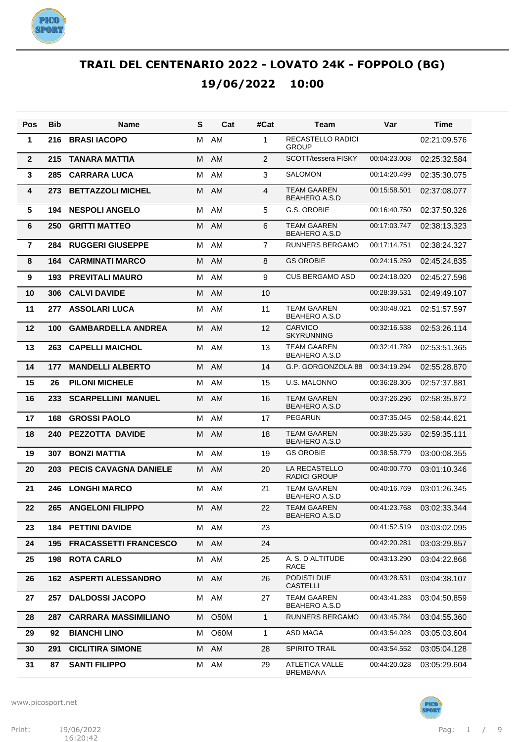# TRAIL DEL CENTENARIO 2022 - LOVATO 24K - FOPPOLO (BG)

## 19/06/2022 10:00

| Pos | Bib | Name | S | Cat | #Cat | Team | Var | Time |
|---|---|---|---|---|---|---|---|---|
| 1 | 216 | **BRASI IACOPO** | M | AM | 1 | RECASTELLO RADICI GROUP | | 02:21:09.576 |
| 2 | 215 | **TANARA MATTIA** | M | AM | 2 | SCOTT/tessera FISKY | 00:04:23.008 | 02:25:32.584 |
| 3 | 285 | **CARRARA LUCA** | M | AM | 3 | SALOMON | 00:14:20.499 | 02:35:30.075 |
| 4 | 273 | **BETTAZZOLI MICHEL** | M | AM | 4 | TEAM GAAREN BEAHERO A.S.D | 00:15:58.501 | 02:37:08.077 |
| 5 | 194 | **NESPOLI ANGELO** | M | AM | 5 | G.S. OROBIE | 00:16:40.750 | 02:37:50.326 |
| 6 | 250 | **GRITTI MATTEO** | M | AM | 6 | TEAM GAAREN BEAHERO A.S.D | 00:17:03.747 | 02:38:13.323 |
| 7 | 284 | **RUGGERI GIUSEPPE** | M | AM | 7 | RUNNERS BERGAMO | 00:17:14.751 | 02:38:24.327 |
| 8 | 164 | **CARMINATI MARCO** | M | AM | 8 | GS OROBIE | 00:24:15.259 | 02:45:24.835 |
| 9 | 193 | **PREVITALI MAURO** | M | AM | 9 | CUS BERGAMO ASD | 00:24:18.020 | 02:45:27.596 |
| 10 | 306 | **CALVI DAVIDE** | M | AM | 10 | | 00:28:39.531 | 02:49:49.107 |
| 11 | 277 | **ASSOLARI LUCA** | M | AM | 11 | TEAM GAAREN BEAHERO A.S.D | 00:30:48.021 | 02:51:57.597 |
| 12 | 100 | **GAMBARDELLA ANDREA** | M | AM | 12 | CARVICO SKYRUNNING | 00:32:16.538 | 02:53:26.114 |
| 13 | 263 | **CAPELLI MAICHOL** | M | AM | 13 | TEAM GAAREN BEAHERO A.S.D | 00:32:41.789 | 02:53:51.365 |
| 14 | 177 | **MANDELLI ALBERTO** | M | AM | 14 | G.P. GORGONZOLA 88 | 00:34:19.294 | 02:55:28.870 |
| 15 | 26 | **PILONI MICHELE** | M | AM | 15 | U.S. MALONNO | 00:36:28.305 | 02:57:37.881 |
| 16 | 233 | **SCARPELLINI MANUEL** | M | AM | 16 | TEAM GAAREN BEAHERO A.S.D | 00:37:26.296 | 02:58:35.872 |
| 17 | 168 | **GROSSI PAOLO** | M | AM | 17 | PEGARUN | 00:37:35.045 | 02:58:44.621 |
| 18 | 240 | **PEZZOTTA DAVIDE** | M | AM | 18 | TEAM GAAREN BEAHERO A.S.D | 00:38:25.535 | 02:59:35.111 |
| 19 | 307 | **BONZI MATTIA** | M | AM | 19 | GS OROBIE | 00:38:58.779 | 03:00:08.355 |
| 20 | 203 | **PECIS CAVAGNA DANIELE** | M | AM | 20 | LA RECASTELLO RADICI GROUP | 00:40:00.770 | 03:01:10.346 |
| 21 | 246 | **LONGHI MARCO** | M | AM | 21 | TEAM GAAREN BEAHERO A.S.D | 00:40:16.769 | 03:01:26.345 |
| 22 | 265 | **ANGELONI FILIPPO** | M | AM | 22 | TEAM GAAREN BEAHERO A.S.D | 00:41:23.768 | 03:02:33.344 |
| 23 | 184 | **PETTINI DAVIDE** | M | AM | 23 | | 00:41:52.519 | 03:03:02.095 |
| 24 | 195 | **FRACASSETTI FRANCESCO** | M | AM | 24 | | 00:42:20.281 | 03:03:29.857 |
| 25 | 198 | **ROTA CARLO** | M | AM | 25 | A. S. D ALTITUDE RACE | 00:43:13.290 | 03:04:22.866 |
| 26 | 162 | **ASPERTI ALESSANDRO** | M | AM | 26 | PODISTI DUE CASTELLI | 00:43:28.531 | 03:04:38.107 |
| 27 | 257 | **DALDOSSI JACOPO** | M | AM | 27 | TEAM GAAREN BEAHERO A.S.D | 00:43:41.283 | 03:04:50.859 |
| 28 | 287 | **CARRARA MASSIMILIANO** | M | O50M | 1 | RUNNERS BERGAMO | 00:43:45.784 | 03:04:55.360 |
| 29 | 92 | **BIANCHI LINO** | M | O60M | 1 | ASD MAGA | 00:43:54.028 | 03:05:03.604 |
| 30 | 291 | **CICLITIRA SIMONE** | M | AM | 28 | SPIRITO TRAIL | 00:43:54.552 | 03:05:04.128 |
| 31 | 87 | **SANTI FILIPPO** | M | AM | 29 | ATLETICA VALLE BREMBANA | 00:44:20.028 | 03:05:29.604 |

www.picosport.net

Print: 19/06/2022 16:20:42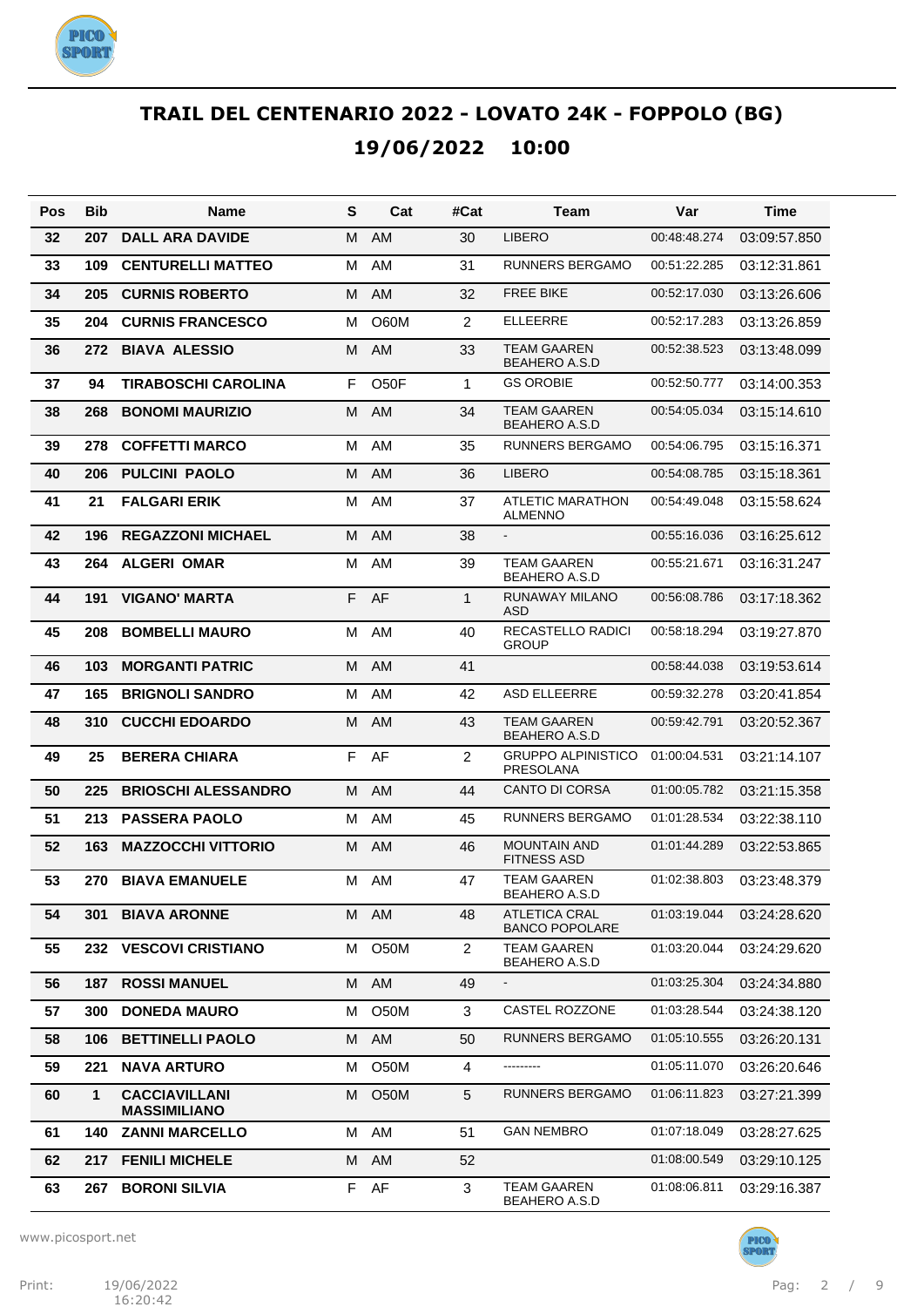# TRAIL DEL CENTENARIO 2022 - LOVATO 24K - FOPPOLO (BG)

## 19/06/2022 10:00

| Pos | Bib | Name | S | Cat | #Cat | Team | Var | Time |
|---|---|---|---|---|---|---|---|---|
| 32 | 207 | DALL ARA DAVIDE | M | AM | 30 | LIBERO | 00:48:48.274 | 03:09:57.850 |
| 33 | 109 | CENTURELLI MATTEO | M | AM | 31 | RUNNERS BERGAMO | 00:51:22.285 | 03:12:31.861 |
| 34 | 205 | CURNIS ROBERTO | M | AM | 32 | FREE BIKE | 00:52:17.030 | 03:13:26.606 |
| 35 | 204 | CURNIS FRANCESCO | M | O60M | 2 | ELLEERRE | 00:52:17.283 | 03:13:26.859 |
| 36 | 272 | BIAVA ALESSIO | M | AM | 33 | TEAM GAAREN BEAHERO A.S.D | 00:52:38.523 | 03:13:48.099 |
| 37 | 94 | TIRABOSCHI CAROLINA | F | O50F | 1 | GS OROBIE | 00:52:50.777 | 03:14:00.353 |
| 38 | 268 | BONOMI MAURIZIO | M | AM | 34 | TEAM GAAREN BEAHERO A.S.D | 00:54:05.034 | 03:15:14.610 |
| 39 | 278 | COFFETTI MARCO | M | AM | 35 | RUNNERS BERGAMO | 00:54:06.795 | 03:15:16.371 |
| 40 | 206 | PULCINI PAOLO | M | AM | 36 | LIBERO | 00:54:08.785 | 03:15:18.361 |
| 41 | 21 | FALGARI ERIK | M | AM | 37 | ATLETIC MARATHON ALMENNO | 00:54:49.048 | 03:15:58.624 |
| 42 | 196 | REGAZZONI MICHAEL | M | AM | 38 | - | 00:55:16.036 | 03:16:25.612 |
| 43 | 264 | ALGERI OMAR | M | AM | 39 | TEAM GAAREN BEAHERO A.S.D | 00:55:21.671 | 03:16:31.247 |
| 44 | 191 | VIGANO' MARTA | F | AF | 1 | RUNAWAY MILANO ASD | 00:56:08.786 | 03:17:18.362 |
| 45 | 208 | BOMBELLI MAURO | M | AM | 40 | RECASTELLO RADICI GROUP | 00:58:18.294 | 03:19:27.870 |
| 46 | 103 | MORGANTI PATRIC | M | AM | 41 | | 00:58:44.038 | 03:19:53.614 |
| 47 | 165 | BRIGNOLI SANDRO | M | AM | 42 | ASD ELLEERRE | 00:59:32.278 | 03:20:41.854 |
| 48 | 310 | CUCCHI EDOARDO | M | AM | 43 | TEAM GAAREN BEAHERO A.S.D | 00:59:42.791 | 03:20:52.367 |
| 49 | 25 | BERERA CHIARA | F | AF | 2 | GRUPPO ALPINISTICO PRESOLANA | 01:00:04.531 | 03:21:14.107 |
| 50 | 225 | BRIOSCHI ALESSANDRO | M | AM | 44 | CANTO DI CORSA | 01:00:05.782 | 03:21:15.358 |
| 51 | 213 | PASSERA PAOLO | M | AM | 45 | RUNNERS BERGAMO | 01:01:28.534 | 03:22:38.110 |
| 52 | 163 | MAZZOCCHI VITTORIO | M | AM | 46 | MOUNTAIN AND FITNESS ASD | 01:01:44.289 | 03:22:53.865 |
| 53 | 270 | BIAVA EMANUELE | M | AM | 47 | TEAM GAAREN BEAHERO A.S.D | 01:02:38.803 | 03:23:48.379 |
| 54 | 301 | BIAVA ARONNE | M | AM | 48 | ATLETICA CRAL BANCO POPOLARE | 01:03:19.044 | 03:24:28.620 |
| 55 | 232 | VESCOVI CRISTIANO | M | O50M | 2 | TEAM GAAREN BEAHERO A.S.D | 01:03:20.044 | 03:24:29.620 |
| 56 | 187 | ROSSI MANUEL | M | AM | 49 | - | 01:03:25.304 | 03:24:34.880 |
| 57 | 300 | DONEDA MAURO | M | O50M | 3 | CASTEL ROZZONE | 01:03:28.544 | 03:24:38.120 |
| 58 | 106 | BETTINELLI PAOLO | M | AM | 50 | RUNNERS BERGAMO | 01:05:10.555 | 03:26:20.131 |
| 59 | 221 | NAVA ARTURO | M | O50M | 4 | --------- | 01:05:11.070 | 03:26:20.646 |
| 60 | 1 | CACCIAVILLANI MASSIMILIANO | M | O50M | 5 | RUNNERS BERGAMO | 01:06:11.823 | 03:27:21.399 |
| 61 | 140 | ZANNI MARCELLO | M | AM | 51 | GAN NEMBRO | 01:07:18.049 | 03:28:27.625 |
| 62 | 217 | FENILI MICHELE | M | AM | 52 | | 01:08:00.549 | 03:29:10.125 |
| 63 | 267 | BORONI SILVIA | F | AF | 3 | TEAM GAAREN BEAHERO A.S.D | 01:08:06.811 | 03:29:16.387 |

www.picosport.net

Print: 19/06/2022 16:20:42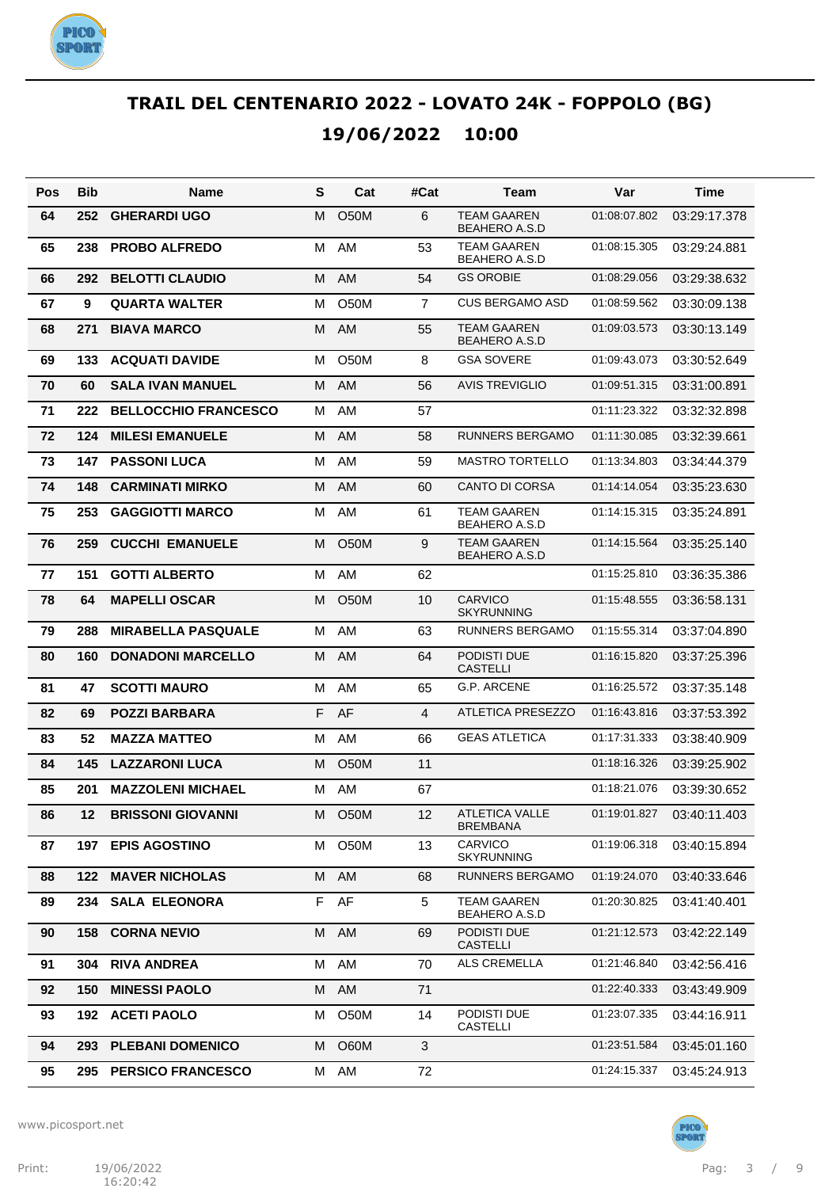# TRAIL DEL CENTENARIO 2022 - LOVATO 24K - FOPPOLO (BG)

## 19/06/2022 10:00

| Pos | Bib | Name | S | Cat | #Cat | Team | Var | Time |
|---|---|---|---|---|---|---|---|---|
| 64 | 252 | GHERARDI UGO | M | O50M | 6 | TEAM GAAREN BEAHERO A.S.D | 01:08:07.802 | 03:29:17.378 |
| 65 | 238 | PROBO ALFREDO | M | AM | 53 | TEAM GAAREN BEAHERO A.S.D | 01:08:15.305 | 03:29:24.881 |
| 66 | 292 | BELOTTI CLAUDIO | M | AM | 54 | GS OROBIE | 01:08:29.056 | 03:29:38.632 |
| 67 | 9 | QUARTA WALTER | M | O50M | 7 | CUS BERGAMO ASD | 01:08:59.562 | 03:30:09.138 |
| 68 | 271 | BIAVA MARCO | M | AM | 55 | TEAM GAAREN BEAHERO A.S.D | 01:09:03.573 | 03:30:13.149 |
| 69 | 133 | ACQUATI DAVIDE | M | O50M | 8 | GSA SOVERE | 01:09:43.073 | 03:30:52.649 |
| 70 | 60 | SALA IVAN MANUEL | M | AM | 56 | AVIS TREVIGLIO | 01:09:51.315 | 03:31:00.891 |
| 71 | 222 | BELLOCCHIO FRANCESCO | M | AM | 57 | | 01:11:23.322 | 03:32:32.898 |
| 72 | 124 | MILESI EMANUELE | M | AM | 58 | RUNNERS BERGAMO | 01:11:30.085 | 03:32:39.661 |
| 73 | 147 | PASSONI LUCA | M | AM | 59 | MASTRO TORTELLO | 01:13:34.803 | 03:34:44.379 |
| 74 | 148 | CARMINATI MIRKO | M | AM | 60 | CANTO DI CORSA | 01:14:14.054 | 03:35:23.630 |
| 75 | 253 | GAGGIOTTI MARCO | M | AM | 61 | TEAM GAAREN BEAHERO A.S.D | 01:14:15.315 | 03:35:24.891 |
| 76 | 259 | CUCCHI EMANUELE | M | O50M | 9 | TEAM GAAREN BEAHERO A.S.D | 01:14:15.564 | 03:35:25.140 |
| 77 | 151 | GOTTI ALBERTO | M | AM | 62 | | 01:15:25.810 | 03:36:35.386 |
| 78 | 64 | MAPELLI OSCAR | M | O50M | 10 | CARVICO SKYRUNNING | 01:15:48.555 | 03:36:58.131 |
| 79 | 288 | MIRABELLA PASQUALE | M | AM | 63 | RUNNERS BERGAMO | 01:15:55.314 | 03:37:04.890 |
| 80 | 160 | DONADONI MARCELLO | M | AM | 64 | PODISTI DUE CASTELLI | 01:16:15.820 | 03:37:25.396 |
| 81 | 47 | SCOTTI MAURO | M | AM | 65 | G.P. ARCENE | 01:16:25.572 | 03:37:35.148 |
| 82 | 69 | POZZI BARBARA | F | AF | 4 | ATLETICA PRESEZZO | 01:16:43.816 | 03:37:53.392 |
| 83 | 52 | MAZZA MATTEO | M | AM | 66 | GEAS ATLETICA | 01:17:31.333 | 03:38:40.909 |
| 84 | 145 | LAZZARONI LUCA | M | O50M | 11 | | 01:18:16.326 | 03:39:25.902 |
| 85 | 201 | MAZZOLENI MICHAEL | M | AM | 67 | | 01:18:21.076 | 03:39:30.652 |
| 86 | 12 | BRISSONI GIOVANNI | M | O50M | 12 | ATLETICA VALLE BREMBANA | 01:19:01.827 | 03:40:11.403 |
| 87 | 197 | EPIS AGOSTINO | M | O50M | 13 | CARVICO SKYRUNNING | 01:19:06.318 | 03:40:15.894 |
| 88 | 122 | MAVER NICHOLAS | M | AM | 68 | RUNNERS BERGAMO | 01:19:24.070 | 03:40:33.646 |
| 89 | 234 | SALA ELEONORA | F | AF | 5 | TEAM GAAREN BEAHERO A.S.D | 01:20:30.825 | 03:41:40.401 |
| 90 | 158 | CORNA NEVIO | M | AM | 69 | PODISTI DUE CASTELLI | 01:21:12.573 | 03:42:22.149 |
| 91 | 304 | RIVA ANDREA | M | AM | 70 | ALS CREMELLA | 01:21:46.840 | 03:42:56.416 |
| 92 | 150 | MINESSI PAOLO | M | AM | 71 | | 01:22:40.333 | 03:43:49.909 |
| 93 | 192 | ACETI PAOLO | M | O50M | 14 | PODISTI DUE CASTELLI | 01:23:07.335 | 03:44:16.911 |
| 94 | 293 | PLEBANI DOMENICO | M | O60M | 3 | | 01:23:51.584 | 03:45:01.160 |
| 95 | 295 | PERSICO FRANCESCO | M | AM | 72 | | 01:24:15.337 | 03:45:24.913 |

www.picosport.net

Print: 19/06/2022 16:20:42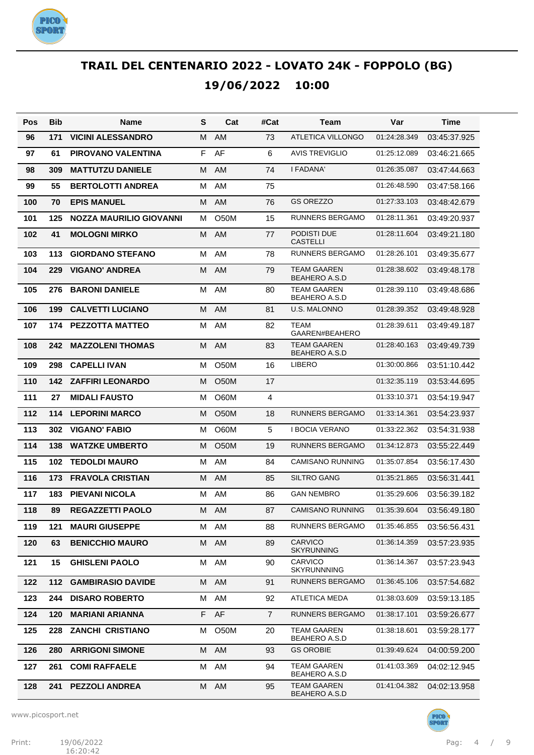# TRAIL DEL CENTENARIO 2022 - LOVATO 24K - FOPPOLO (BG)

## 19/06/2022 10:00

| Pos | Bib | Name | S | Cat | #Cat | Team | Var | Time |
|---|---|---|---|---|---|---|---|---|
| 96 | 171 | VICINI ALESSANDRO | M | AM | 73 | ATLETICA VILLONGO | 01:24:28.349 | 03:45:37.925 |
| 97 | 61 | PIROVANO VALENTINA | F | AF | 6 | AVIS TREVIGLIO | 01:25:12.089 | 03:46:21.665 |
| 98 | 309 | MATTUTZU DANIELE | M | AM | 74 | I FADANA' | 01:26:35.087 | 03:47:44.663 |
| 99 | 55 | BERTOLOTTI ANDREA | M | AM | 75 | | 01:26:48.590 | 03:47:58.166 |
| 100 | 70 | EPIS MANUEL | M | AM | 76 | GS OREZZO | 01:27:33.103 | 03:48:42.679 |
| 101 | 125 | NOZZA MAURILIO GIOVANNI | M | O50M | 15 | RUNNERS BERGAMO | 01:28:11.361 | 03:49:20.937 |
| 102 | 41 | MOLOGNI MIRKO | M | AM | 77 | PODISTI DUE CASTELLI | 01:28:11.604 | 03:49:21.180 |
| 103 | 113 | GIORDANO STEFANO | M | AM | 78 | RUNNERS BERGAMO | 01:28:26.101 | 03:49:35.677 |
| 104 | 229 | VIGANO' ANDREA | M | AM | 79 | TEAM GAAREN BEAHERO A.S.D | 01:28:38.602 | 03:49:48.178 |
| 105 | 276 | BARONI DANIELE | M | AM | 80 | TEAM GAAREN BEAHERO A.S.D | 01:28:39.110 | 03:49:48.686 |
| 106 | 199 | CALVETTI LUCIANO | M | AM | 81 | U.S. MALONNO | 01:28:39.352 | 03:49:48.928 |
| 107 | 174 | PEZZOTTA MATTEO | M | AM | 82 | TEAM GAAREN#BEAHERO | 01:28:39.611 | 03:49:49.187 |
| 108 | 242 | MAZZOLENI THOMAS | M | AM | 83 | TEAM GAAREN BEAHERO A.S.D | 01:28:40.163 | 03:49:49.739 |
| 109 | 298 | CAPELLI IVAN | M | O50M | 16 | LIBERO | 01:30:00.866 | 03:51:10.442 |
| 110 | 142 | ZAFFIRI LEONARDO | M | O50M | 17 | | 01:32:35.119 | 03:53:44.695 |
| 111 | 27 | MIDALI FAUSTO | M | O60M | 4 | | 01:33:10.371 | 03:54:19.947 |
| 112 | 114 | LEPORINI MARCO | M | O50M | 18 | RUNNERS BERGAMO | 01:33:14.361 | 03:54:23.937 |
| 113 | 302 | VIGANO' FABIO | M | O60M | 5 | I BOCIA VERANO | 01:33:22.362 | 03:54:31.938 |
| 114 | 138 | WATZKE UMBERTO | M | O50M | 19 | RUNNERS BERGAMO | 01:34:12.873 | 03:55:22.449 |
| 115 | 102 | TEDOLDI MAURO | M | AM | 84 | CAMISANO RUNNING | 01:35:07.854 | 03:56:17.430 |
| 116 | 173 | FRAVOLA CRISTIAN | M | AM | 85 | SILTRO GANG | 01:35:21.865 | 03:56:31.441 |
| 117 | 183 | PIEVANI NICOLA | M | AM | 86 | GAN NEMBRO | 01:35:29.606 | 03:56:39.182 |
| 118 | 89 | REGAZZETTI PAOLO | M | AM | 87 | CAMISANO RUNNING | 01:35:39.604 | 03:56:49.180 |
| 119 | 121 | MAURI GIUSEPPE | M | AM | 88 | RUNNERS BERGAMO | 01:35:46.855 | 03:56:56.431 |
| 120 | 63 | BENICCHIO MAURO | M | AM | 89 | CARVICO SKYRUNNING | 01:36:14.359 | 03:57:23.935 |
| 121 | 15 | GHISLENI PAOLO | M | AM | 90 | CARVICO SKYRUNNNING | 01:36:14.367 | 03:57:23.943 |
| 122 | 112 | GAMBIRASIO DAVIDE | M | AM | 91 | RUNNERS BERGAMO | 01:36:45.106 | 03:57:54.682 |
| 123 | 244 | DISARO ROBERTO | M | AM | 92 | ATLETICA MEDA | 01:38:03.609 | 03:59:13.185 |
| 124 | 120 | MARIANI ARIANNA | F | AF | 7 | RUNNERS BERGAMO | 01:38:17.101 | 03:59:26.677 |
| 125 | 228 | ZANCHI CRISTIANO | M | O50M | 20 | TEAM GAAREN BEAHERO A.S.D | 01:38:18.601 | 03:59:28.177 |
| 126 | 280 | ARRIGONI SIMONE | M | AM | 93 | GS OROBIE | 01:39:49.624 | 04:00:59.200 |
| 127 | 261 | COMI RAFFAELE | M | AM | 94 | TEAM GAAREN BEAHERO A.S.D | 01:41:03.369 | 04:02:12.945 |
| 128 | 241 | PEZZOLI ANDREA | M | AM | 95 | TEAM GAAREN BEAHERO A.S.D | 01:41:04.382 | 04:02:13.958 |

www.picosport.net

Print: 19/06/2022 16:20:42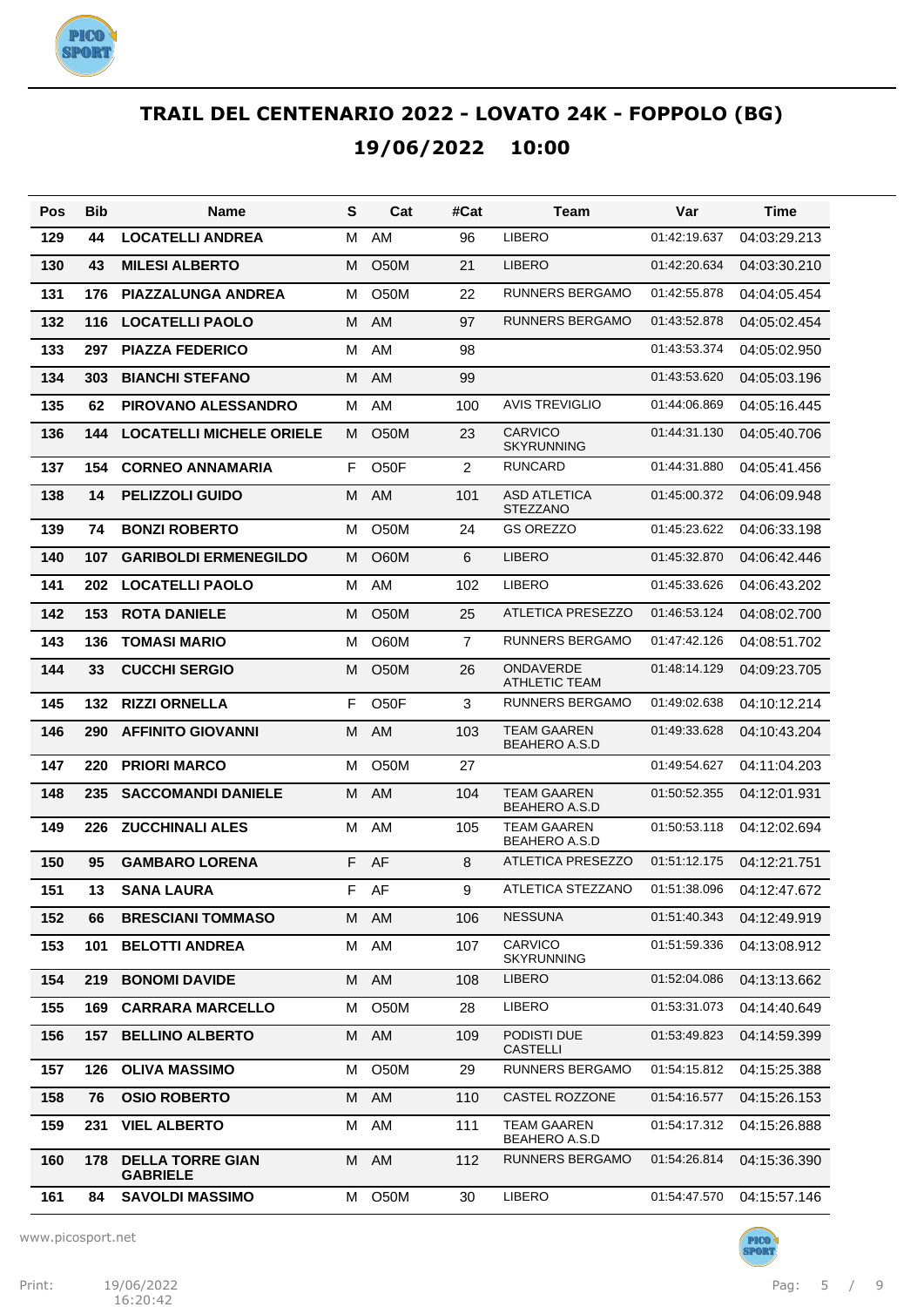# TRAIL DEL CENTENARIO 2022 - LOVATO 24K - FOPPOLO (BG)

## 19/06/2022 10:00

| Pos | Bib | Name | S | Cat | #Cat | Team | Var | Time |
|---|---|---|---|---|---|---|---|---|
| 129 | 44 | LOCATELLI ANDREA | M | AM | 96 | LIBERO | 01:42:19.637 | 04:03:29.213 |
| 130 | 43 | MILESI ALBERTO | M | O50M | 21 | LIBERO | 01:42:20.634 | 04:03:30.210 |
| 131 | 176 | PIAZZALUNGA ANDREA | M | O50M | 22 | RUNNERS BERGAMO | 01:42:55.878 | 04:04:05.454 |
| 132 | 116 | LOCATELLI PAOLO | M | AM | 97 | RUNNERS BERGAMO | 01:43:52.878 | 04:05:02.454 |
| 133 | 297 | PIAZZA FEDERICO | M | AM | 98 | | 01:43:53.374 | 04:05:02.950 |
| 134 | 303 | BIANCHI STEFANO | M | AM | 99 | | 01:43:53.620 | 04:05:03.196 |
| 135 | 62 | PIROVANO ALESSANDRO | M | AM | 100 | AVIS TREVIGLIO | 01:44:06.869 | 04:05:16.445 |
| 136 | 144 | LOCATELLI MICHELE ORIELE | M | O50M | 23 | CARVICO SKYRUNNING | 01:44:31.130 | 04:05:40.706 |
| 137 | 154 | CORNEO ANNAMARIA | F | O50F | 2 | RUNCARD | 01:44:31.880 | 04:05:41.456 |
| 138 | 14 | PELIZZOLI GUIDO | M | AM | 101 | ASD ATLETICA STEZZANO | 01:45:00.372 | 04:06:09.948 |
| 139 | 74 | BONZI ROBERTO | M | O50M | 24 | GS OREZZO | 01:45:23.622 | 04:06:33.198 |
| 140 | 107 | GARIBOLDI ERMENEGILDO | M | O60M | 6 | LIBERO | 01:45:32.870 | 04:06:42.446 |
| 141 | 202 | LOCATELLI PAOLO | M | AM | 102 | LIBERO | 01:45:33.626 | 04:06:43.202 |
| 142 | 153 | ROTA DANIELE | M | O50M | 25 | ATLETICA PRESEZZO | 01:46:53.124 | 04:08:02.700 |
| 143 | 136 | TOMASI MARIO | M | O60M | 7 | RUNNERS BERGAMO | 01:47:42.126 | 04:08:51.702 |
| 144 | 33 | CUCCHI SERGIO | M | O50M | 26 | ONDAVERDE ATHLETIC TEAM | 01:48:14.129 | 04:09:23.705 |
| 145 | 132 | RIZZI ORNELLA | F | O50F | 3 | RUNNERS BERGAMO | 01:49:02.638 | 04:10:12.214 |
| 146 | 290 | AFFINITO GIOVANNI | M | AM | 103 | TEAM GAAREN BEAHERO A.S.D | 01:49:33.628 | 04:10:43.204 |
| 147 | 220 | PRIORI MARCO | M | O50M | 27 | | 01:49:54.627 | 04:11:04.203 |
| 148 | 235 | SACCOMANDI DANIELE | M | AM | 104 | TEAM GAAREN BEAHERO A.S.D | 01:50:52.355 | 04:12:01.931 |
| 149 | 226 | ZUCCHINALI ALES | M | AM | 105 | TEAM GAAREN BEAHERO A.S.D | 01:50:53.118 | 04:12:02.694 |
| 150 | 95 | GAMBARO LORENA | F | AF | 8 | ATLETICA PRESEZZO | 01:51:12.175 | 04:12:21.751 |
| 151 | 13 | SANA LAURA | F | AF | 9 | ATLETICA STEZZANO | 01:51:38.096 | 04:12:47.672 |
| 152 | 66 | BRESCIANI TOMMASO | M | AM | 106 | NESSUNA | 01:51:40.343 | 04:12:49.919 |
| 153 | 101 | BELOTTI ANDREA | M | AM | 107 | CARVICO SKYRUNNING | 01:51:59.336 | 04:13:08.912 |
| 154 | 219 | BONOMI DAVIDE | M | AM | 108 | LIBERO | 01:52:04.086 | 04:13:13.662 |
| 155 | 169 | CARRARA MARCELLO | M | O50M | 28 | LIBERO | 01:53:31.073 | 04:14:40.649 |
| 156 | 157 | BELLINO ALBERTO | M | AM | 109 | PODISTI DUE CASTELLI | 01:53:49.823 | 04:14:59.399 |
| 157 | 126 | OLIVA MASSIMO | M | O50M | 29 | RUNNERS BERGAMO | 01:54:15.812 | 04:15:25.388 |
| 158 | 76 | OSIO ROBERTO | M | AM | 110 | CASTEL ROZZONE | 01:54:16.577 | 04:15:26.153 |
| 159 | 231 | VIEL ALBERTO | M | AM | 111 | TEAM GAAREN BEAHERO A.S.D | 01:54:17.312 | 04:15:26.888 |
| 160 | 178 | DELLA TORRE GIAN GABRIELE | M | AM | 112 | RUNNERS BERGAMO | 01:54:26.814 | 04:15:36.390 |
| 161 | 84 | SAVOLDI MASSIMO | M | O50M | 30 | LIBERO | 01:54:47.570 | 04:15:57.146 |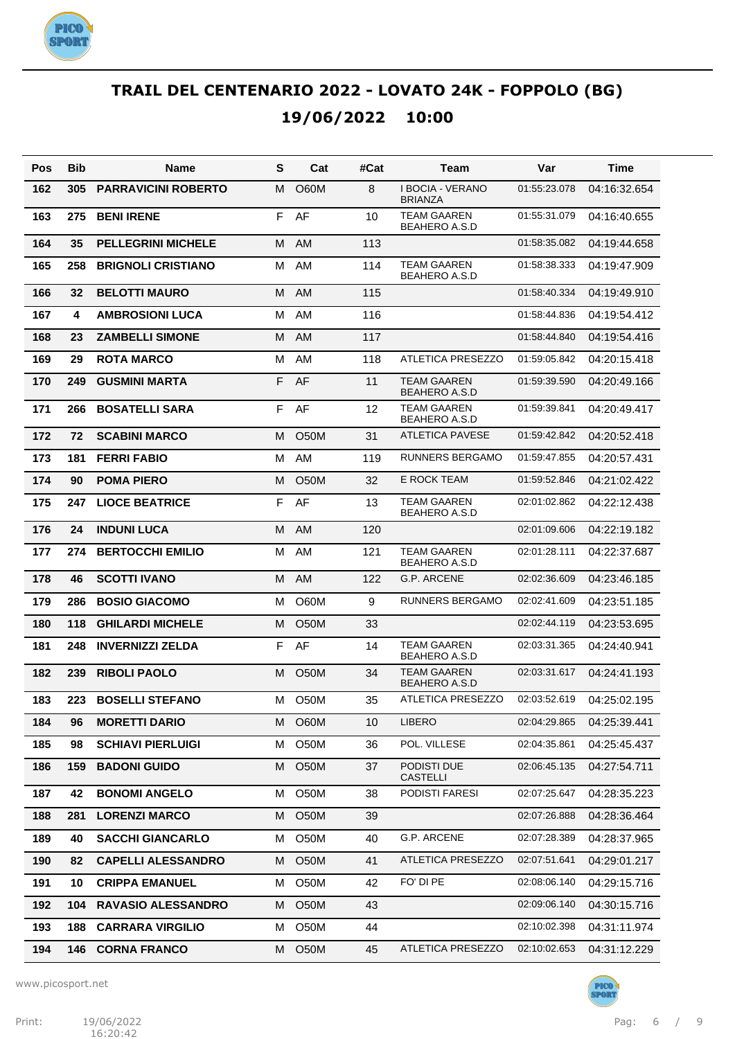# TRAIL DEL CENTENARIO 2022 - LOVATO 24K - FOPPOLO (BG)

## 19/06/2022 10:00

| Pos | Bib | Name | S | Cat | #Cat | Team | Var | Time |
|---|---|---|---|---|---|---|---|---|
| 162 | 305 | PARRAVICINI ROBERTO | M | O60M | 8 | I BOCIA - VERANO BRIANZA | 01:55:23.078 | 04:16:32.654 |
| 163 | 275 | BENI IRENE | F | AF | 10 | TEAM GAAREN BEAHERO A.S.D | 01:55:31.079 | 04:16:40.655 |
| 164 | 35 | PELLEGRINI MICHELE | M | AM | 113 | | 01:58:35.082 | 04:19:44.658 |
| 165 | 258 | BRIGNOLI CRISTIANO | M | AM | 114 | TEAM GAAREN BEAHERO A.S.D | 01:58:38.333 | 04:19:47.909 |
| 166 | 32 | BELOTTI MAURO | M | AM | 115 | | 01:58:40.334 | 04:19:49.910 |
| 167 | 4 | AMBROSIONI LUCA | M | AM | 116 | | 01:58:44.836 | 04:19:54.412 |
| 168 | 23 | ZAMBELLI SIMONE | M | AM | 117 | | 01:58:44.840 | 04:19:54.416 |
| 169 | 29 | ROTA MARCO | M | AM | 118 | ATLETICA PRESEZZO | 01:59:05.842 | 04:20:15.418 |
| 170 | 249 | GUSMINI MARTA | F | AF | 11 | TEAM GAAREN BEAHERO A.S.D | 01:59:39.590 | 04:20:49.166 |
| 171 | 266 | BOSATELLI SARA | F | AF | 12 | TEAM GAAREN BEAHERO A.S.D | 01:59:39.841 | 04:20:49.417 |
| 172 | 72 | SCABINI MARCO | M | O50M | 31 | ATLETICA PAVESE | 01:59:42.842 | 04:20:52.418 |
| 173 | 181 | FERRI FABIO | M | AM | 119 | RUNNERS BERGAMO | 01:59:47.855 | 04:20:57.431 |
| 174 | 90 | POMA PIERO | M | O50M | 32 | E ROCK TEAM | 01:59:52.846 | 04:21:02.422 |
| 175 | 247 | LIOCE BEATRICE | F | AF | 13 | TEAM GAAREN BEAHERO A.S.D | 02:01:02.862 | 04:22:12.438 |
| 176 | 24 | INDUNI LUCA | M | AM | 120 | | 02:01:09.606 | 04:22:19.182 |
| 177 | 274 | BERTOCCHI EMILIO | M | AM | 121 | TEAM GAAREN BEAHERO A.S.D | 02:01:28.111 | 04:22:37.687 |
| 178 | 46 | SCOTTI IVANO | M | AM | 122 | G.P. ARCENE | 02:02:36.609 | 04:23:46.185 |
| 179 | 286 | BOSIO GIACOMO | M | O60M | 9 | RUNNERS BERGAMO | 02:02:41.609 | 04:23:51.185 |
| 180 | 118 | GHILARDI MICHELE | M | O50M | 33 | | 02:02:44.119 | 04:23:53.695 |
| 181 | 248 | INVERNIZZI ZELDA | F | AF | 14 | TEAM GAAREN BEAHERO A.S.D | 02:03:31.365 | 04:24:40.941 |
| 182 | 239 | RIBOLI PAOLO | M | O50M | 34 | TEAM GAAREN BEAHERO A.S.D | 02:03:31.617 | 04:24:41.193 |
| 183 | 223 | BOSELLI STEFANO | M | O50M | 35 | ATLETICA PRESEZZO | 02:03:52.619 | 04:25:02.195 |
| 184 | 96 | MORETTI DARIO | M | O60M | 10 | LIBERO | 02:04:29.865 | 04:25:39.441 |
| 185 | 98 | SCHIAVI PIERLUIGI | M | O50M | 36 | POL. VILLESE | 02:04:35.861 | 04:25:45.437 |
| 186 | 159 | BADONI GUIDO | M | O50M | 37 | PODISTI DUE CASTELLI | 02:06:45.135 | 04:27:54.711 |
| 187 | 42 | BONOMI ANGELO | M | O50M | 38 | PODISTI FARESI | 02:07:25.647 | 04:28:35.223 |
| 188 | 281 | LORENZI MARCO | M | O50M | 39 | | 02:07:26.888 | 04:28:36.464 |
| 189 | 40 | SACCHI GIANCARLO | M | O50M | 40 | G.P. ARCENE | 02:07:28.389 | 04:28:37.965 |
| 190 | 82 | CAPELLI ALESSANDRO | M | O50M | 41 | ATLETICA PRESEZZO | 02:07:51.641 | 04:29:01.217 |
| 191 | 10 | CRIPPA EMANUEL | M | O50M | 42 | FO' DI PE | 02:08:06.140 | 04:29:15.716 |
| 192 | 104 | RAVASIO ALESSANDRO | M | O50M | 43 | | 02:09:06.140 | 04:30:15.716 |
| 193 | 188 | CARRARA VIRGILIO | M | O50M | 44 | | 02:10:02.398 | 04:31:11.974 |
| 194 | 146 | CORNA FRANCO | M | O50M | 45 | ATLETICA PRESEZZO | 02:10:02.653 | 04:31:12.229 |

www.picosport.net

Print: 19/06/2022 16:20:42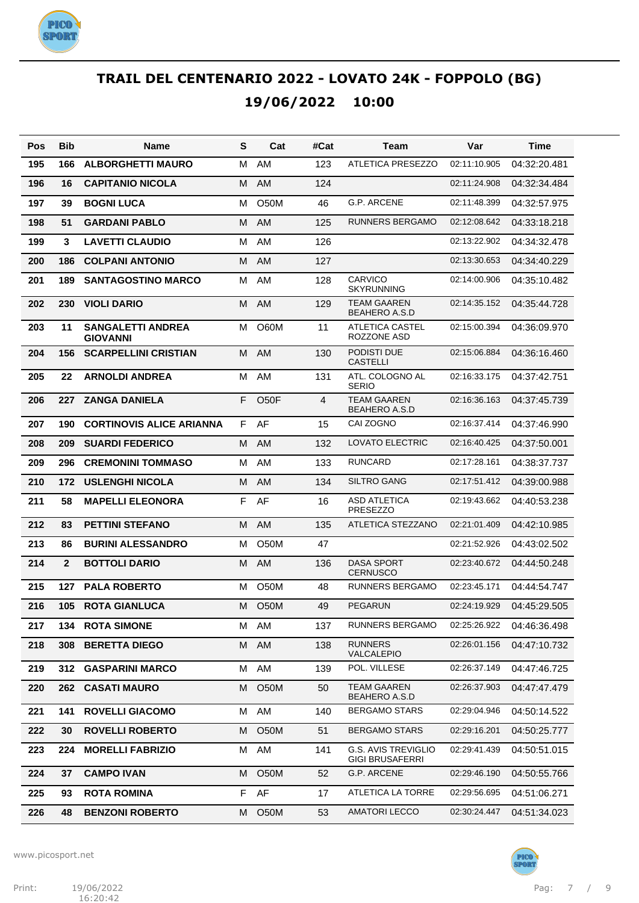# TRAIL DEL CENTENARIO 2022 - LOVATO 24K - FOPPOLO (BG)

## 19/06/2022 10:00

| Pos | Bib | Name | S | Cat | #Cat | Team | Var | Time |
|---|---|---|---|---|---|---|---|---|
| 195 | 166 | ALBORGHETTI MAURO | M | AM | 123 | ATLETICA PRESEZZO | 02:11:10.905 | 04:32:20.481 |
| 196 | 16 | CAPITANIO NICOLA | M | AM | 124 | | 02:11:24.908 | 04:32:34.484 |
| 197 | 39 | BOGNI LUCA | M | O50M | 46 | G.P. ARCENE | 02:11:48.399 | 04:32:57.975 |
| 198 | 51 | GARDANI PABLO | M | AM | 125 | RUNNERS BERGAMO | 02:12:08.642 | 04:33:18.218 |
| 199 | 3 | LAVETTI CLAUDIO | M | AM | 126 | | 02:13:22.902 | 04:34:32.478 |
| 200 | 186 | COLPANI ANTONIO | M | AM | 127 | | 02:13:30.653 | 04:34:40.229 |
| 201 | 189 | SANTAGOSTINO MARCO | M | AM | 128 | CARVICO SKYRUNNING | 02:14:00.906 | 04:35:10.482 |
| 202 | 230 | VIOLI DARIO | M | AM | 129 | TEAM GAAREN BEAHERO A.S.D | 02:14:35.152 | 04:35:44.728 |
| 203 | 11 | SANGALETTI ANDREA GIOVANNI | M | O60M | 11 | ATLETICA CASTEL ROZZONE ASD | 02:15:00.394 | 04:36:09.970 |
| 204 | 156 | SCARPELLINI CRISTIAN | M | AM | 130 | PODISTI DUE CASTELLI | 02:15:06.884 | 04:36:16.460 |
| 205 | 22 | ARNOLDI ANDREA | M | AM | 131 | ATL. COLOGNO AL SERIO | 02:16:33.175 | 04:37:42.751 |
| 206 | 227 | ZANGA DANIELA | F | O50F | 4 | TEAM GAAREN BEAHERO A.S.D | 02:16:36.163 | 04:37:45.739 |
| 207 | 190 | CORTINOVIS ALICE ARIANNA | F | AF | 15 | CAI ZOGNO | 02:16:37.414 | 04:37:46.990 |
| 208 | 209 | SUARDI FEDERICO | M | AM | 132 | LOVATO ELECTRIC | 02:16:40.425 | 04:37:50.001 |
| 209 | 296 | CREMONINI TOMMASO | M | AM | 133 | RUNCARD | 02:17:28.161 | 04:38:37.737 |
| 210 | 172 | USLENGHI NICOLA | M | AM | 134 | SILTRO GANG | 02:17:51.412 | 04:39:00.988 |
| 211 | 58 | MAPELLI ELEONORA | F | AF | 16 | ASD ATLETICA PRESEZZO | 02:19:43.662 | 04:40:53.238 |
| 212 | 83 | PETTINI STEFANO | M | AM | 135 | ATLETICA STEZZANO | 02:21:01.409 | 04:42:10.985 |
| 213 | 86 | BURINI ALESSANDRO | M | O50M | 47 | | 02:21:52.926 | 04:43:02.502 |
| 214 | 2 | BOTTOLI DARIO | M | AM | 136 | DASA SPORT CERNUSCO | 02:23:40.672 | 04:44:50.248 |
| 215 | 127 | PALA ROBERTO | M | O50M | 48 | RUNNERS BERGAMO | 02:23:45.171 | 04:44:54.747 |
| 216 | 105 | ROTA GIANLUCA | M | O50M | 49 | PEGARUN | 02:24:19.929 | 04:45:29.505 |
| 217 | 134 | ROTA SIMONE | M | AM | 137 | RUNNERS BERGAMO | 02:25:26.922 | 04:46:36.498 |
| 218 | 308 | BERETTA DIEGO | M | AM | 138 | RUNNERS VALCALEPIO | 02:26:01.156 | 04:47:10.732 |
| 219 | 312 | GASPARINI MARCO | M | AM | 139 | POL. VILLESE | 02:26:37.149 | 04:47:46.725 |
| 220 | 262 | CASATI MAURO | M | O50M | 50 | TEAM GAAREN BEAHERO A.S.D | 02:26:37.903 | 04:47:47.479 |
| 221 | 141 | ROVELLI GIACOMO | M | AM | 140 | BERGAMO STARS | 02:29:04.946 | 04:50:14.522 |
| 222 | 30 | ROVELLI ROBERTO | M | O50M | 51 | BERGAMO STARS | 02:29:16.201 | 04:50:25.777 |
| 223 | 224 | MORELLI FABRIZIO | M | AM | 141 | G.S. AVIS TREVIGLIO GIGI BRUSAFERRI | 02:29:41.439 | 04:50:51.015 |
| 224 | 37 | CAMPO IVAN | M | O50M | 52 | G.P. ARCENE | 02:29:46.190 | 04:50:55.766 |
| 225 | 93 | ROTA ROMINA | F | AF | 17 | ATLETICA LA TORRE | 02:29:56.695 | 04:51:06.271 |
| 226 | 48 | BENZONI ROBERTO | M | O50M | 53 | AMATORI LECCO | 02:30:24.447 | 04:51:34.023 |

www.picosport.net

Print: 19/06/2022 16:20:42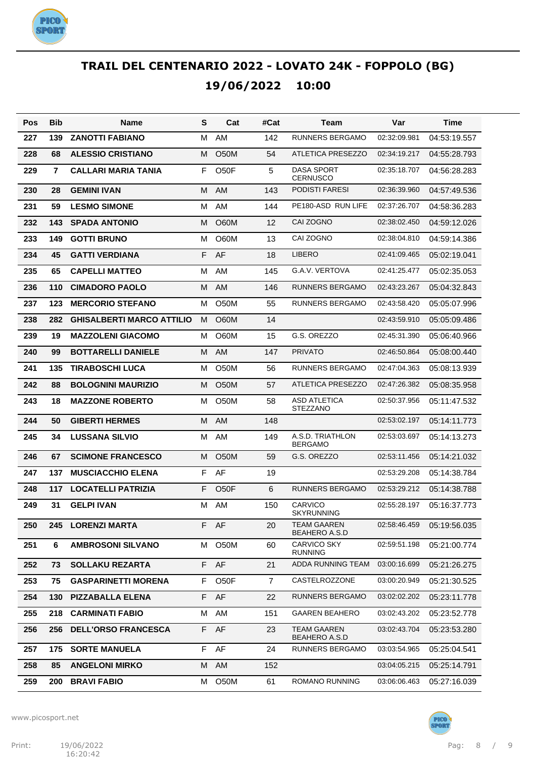# TRAIL DEL CENTENARIO 2022 - LOVATO 24K - FOPPOLO (BG)

## 19/06/2022 10:00

| Pos | Bib | Name | S | Cat | #Cat | Team | Var | Time |
|---|---|---|---|---|---|---|---|---|
| 227 | 139 | ZANOTTI FABIANO | M | AM | 142 | RUNNERS BERGAMO | 02:32:09.981 | 04:53:19.557 |
| 228 | 68 | ALESSIO CRISTIANO | M | O50M | 54 | ATLETICA PRESEZZO | 02:34:19.217 | 04:55:28.793 |
| 229 | 7 | CALLARI MARIA TANIA | F | O50F | 5 | DASA SPORT CERNUSCO | 02:35:18.707 | 04:56:28.283 |
| 230 | 28 | GEMINI IVAN | M | AM | 143 | PODISTI FARESI | 02:36:39.960 | 04:57:49.536 |
| 231 | 59 | LESMO SIMONE | M | AM | 144 | PE180-ASD RUN LIFE | 02:37:26.707 | 04:58:36.283 |
| 232 | 143 | SPADA ANTONIO | M | O60M | 12 | CAI ZOGNO | 02:38:02.450 | 04:59:12.026 |
| 233 | 149 | GOTTI BRUNO | M | O60M | 13 | CAI ZOGNO | 02:38:04.810 | 04:59:14.386 |
| 234 | 45 | GATTI VERDIANA | F | AF | 18 | LIBERO | 02:41:09.465 | 05:02:19.041 |
| 235 | 65 | CAPELLI MATTEO | M | AM | 145 | G.A.V. VERTOVA | 02:41:25.477 | 05:02:35.053 |
| 236 | 110 | CIMADORO PAOLO | M | AM | 146 | RUNNERS BERGAMO | 02:43:23.267 | 05:04:32.843 |
| 237 | 123 | MERCORIO STEFANO | M | O50M | 55 | RUNNERS BERGAMO | 02:43:58.420 | 05:05:07.996 |
| 238 | 282 | GHISALBERTI MARCO ATTILIO | M | O60M | 14 | | 02:43:59.910 | 05:05:09.486 |
| 239 | 19 | MAZZOLENI GIACOMO | M | O60M | 15 | G.S. OREZZO | 02:45:31.390 | 05:06:40.966 |
| 240 | 99 | BOTTARELLI DANIELE | M | AM | 147 | PRIVATO | 02:46:50.864 | 05:08:00.440 |
| 241 | 135 | TIRABOSCHI LUCA | M | O50M | 56 | RUNNERS BERGAMO | 02:47:04.363 | 05:08:13.939 |
| 242 | 88 | BOLOGNINI MAURIZIO | M | O50M | 57 | ATLETICA PRESEZZO | 02:47:26.382 | 05:08:35.958 |
| 243 | 18 | MAZZONE ROBERTO | M | O50M | 58 | ASD ATLETICA STEZZANO | 02:50:37.956 | 05:11:47.532 |
| 244 | 50 | GIBERTI HERMES | M | AM | 148 | | 02:53:02.197 | 05:14:11.773 |
| 245 | 34 | LUSSANA SILVIO | M | AM | 149 | A.S.D. TRIATHLON BERGAMO | 02:53:03.697 | 05:14:13.273 |
| 246 | 67 | SCIMONE FRANCESCO | M | O50M | 59 | G.S. OREZZO | 02:53:11.456 | 05:14:21.032 |
| 247 | 137 | MUSCIACCHIO ELENA | F | AF | 19 | | 02:53:29.208 | 05:14:38.784 |
| 248 | 117 | LOCATELLI PATRIZIA | F | O50F | 6 | RUNNERS BERGAMO | 02:53:29.212 | 05:14:38.788 |
| 249 | 31 | GELPI IVAN | M | AM | 150 | CARVICO SKYRUNNING | 02:55:28.197 | 05:16:37.773 |
| 250 | 245 | LORENZI MARTA | F | AF | 20 | TEAM GAAREN BEAHERO A.S.D | 02:58:46.459 | 05:19:56.035 |
| 251 | 6 | AMBROSONI SILVANO | M | O50M | 60 | CARVICO SKY RUNNING | 02:59:51.198 | 05:21:00.774 |
| 252 | 73 | SOLLAKU REZARTA | F | AF | 21 | ADDA RUNNING TEAM | 03:00:16.699 | 05:21:26.275 |
| 253 | 75 | GASPARINETTI MORENA | F | O50F | 7 | CASTELROZZONE | 03:00:20.949 | 05:21:30.525 |
| 254 | 130 | PIZZABALLA ELENA | F | AF | 22 | RUNNERS BERGAMO | 03:02:02.202 | 05:23:11.778 |
| 255 | 218 | CARMINATI FABIO | M | AM | 151 | GAAREN BEAHERO | 03:02:43.202 | 05:23:52.778 |
| 256 | 256 | DELL'ORSO FRANCESCA | F | AF | 23 | TEAM GAAREN BEAHERO A.S.D | 03:02:43.704 | 05:23:53.280 |
| 257 | 175 | SORTE MANUELA | F | AF | 24 | RUNNERS BERGAMO | 03:03:54.965 | 05:25:04.541 |
| 258 | 85 | ANGELONI MIRKO | M | AM | 152 | | 03:04:05.215 | 05:25:14.791 |
| 259 | 200 | BRAVI FABIO | M | O50M | 61 | ROMANO RUNNING | 03:06:06.463 | 05:27:16.039 |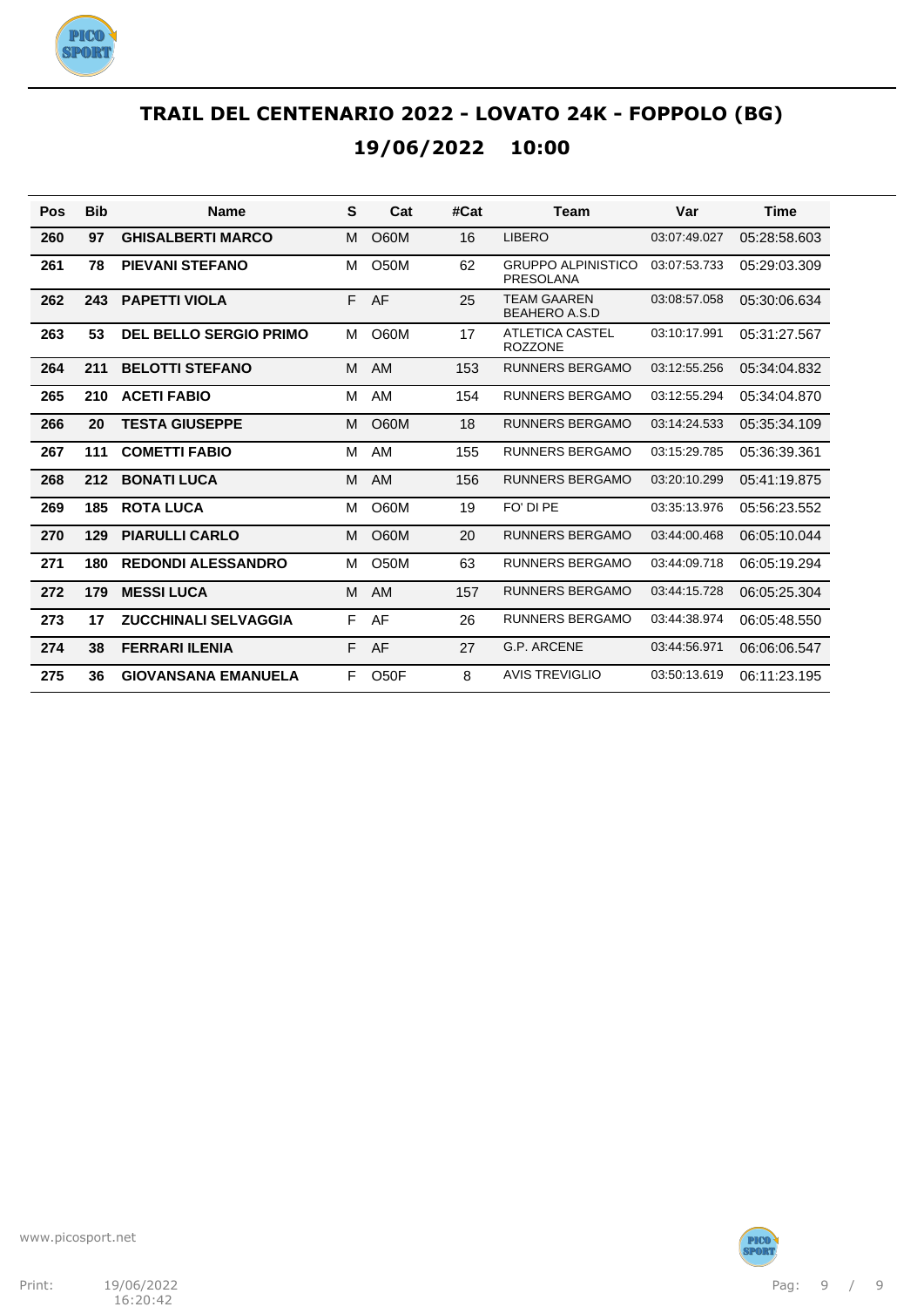# TRAIL DEL CENTENARIO 2022 - LOVATO 24K - FOPPOLO (BG)

## 19/06/2022 10:00

| Pos | Bib | Name | S | Cat | #Cat | Team | Var | Time |
|---|---|---|---|---|---|---|---|---|
| 260 | 97 | GHISALBERTI MARCO | M | O60M | 16 | LIBERO | 03:07:49.027 | 05:28:58.603 |
| 261 | 78 | PIEVANI STEFANO | M | O50M | 62 | GRUPPO ALPINISTICO PRESOLANA | 03:07:53.733 | 05:29:03.309 |
| 262 | 243 | PAPETTI VIOLA | F | AF | 25 | TEAM GAAREN BEAHERO A.S.D | 03:08:57.058 | 05:30:06.634 |
| 263 | 53 | DEL BELLO SERGIO PRIMO | M | O60M | 17 | ATLETICA CASTEL ROZZONE | 03:10:17.991 | 05:31:27.567 |
| 264 | 211 | BELOTTI STEFANO | M | AM | 153 | RUNNERS BERGAMO | 03:12:55.256 | 05:34:04.832 |
| 265 | 210 | ACETI FABIO | M | AM | 154 | RUNNERS BERGAMO | 03:12:55.294 | 05:34:04.870 |
| 266 | 20 | TESTA GIUSEPPE | M | O60M | 18 | RUNNERS BERGAMO | 03:14:24.533 | 05:35:34.109 |
| 267 | 111 | COMETTI FABIO | M | AM | 155 | RUNNERS BERGAMO | 03:15:29.785 | 05:36:39.361 |
| 268 | 212 | BONATI LUCA | M | AM | 156 | RUNNERS BERGAMO | 03:20:10.299 | 05:41:19.875 |
| 269 | 185 | ROTA LUCA | M | O60M | 19 | FO' DI PE | 03:35:13.976 | 05:56:23.552 |
| 270 | 129 | PIARULLI CARLO | M | O60M | 20 | RUNNERS BERGAMO | 03:44:00.468 | 06:05:10.044 |
| 271 | 180 | REDONDI ALESSANDRO | M | O50M | 63 | RUNNERS BERGAMO | 03:44:09.718 | 06:05:19.294 |
| 272 | 179 | MESSI LUCA | M | AM | 157 | RUNNERS BERGAMO | 03:44:15.728 | 06:05:25.304 |
| 273 | 17 | ZUCCHINALI SELVAGGIA | F | AF | 26 | RUNNERS BERGAMO | 03:44:38.974 | 06:05:48.550 |
| 274 | 38 | FERRARI ILENIA | F | AF | 27 | G.P. ARCENE | 03:44:56.971 | 06:06:06.547 |
| 275 | 36 | GIOVANSANA EMANUELA | F | O50F | 8 | AVIS TREVIGLIO | 03:50:13.619 | 06:11:23.195 |

www.picosport.net

Print: 19/06/2022 16:20:42